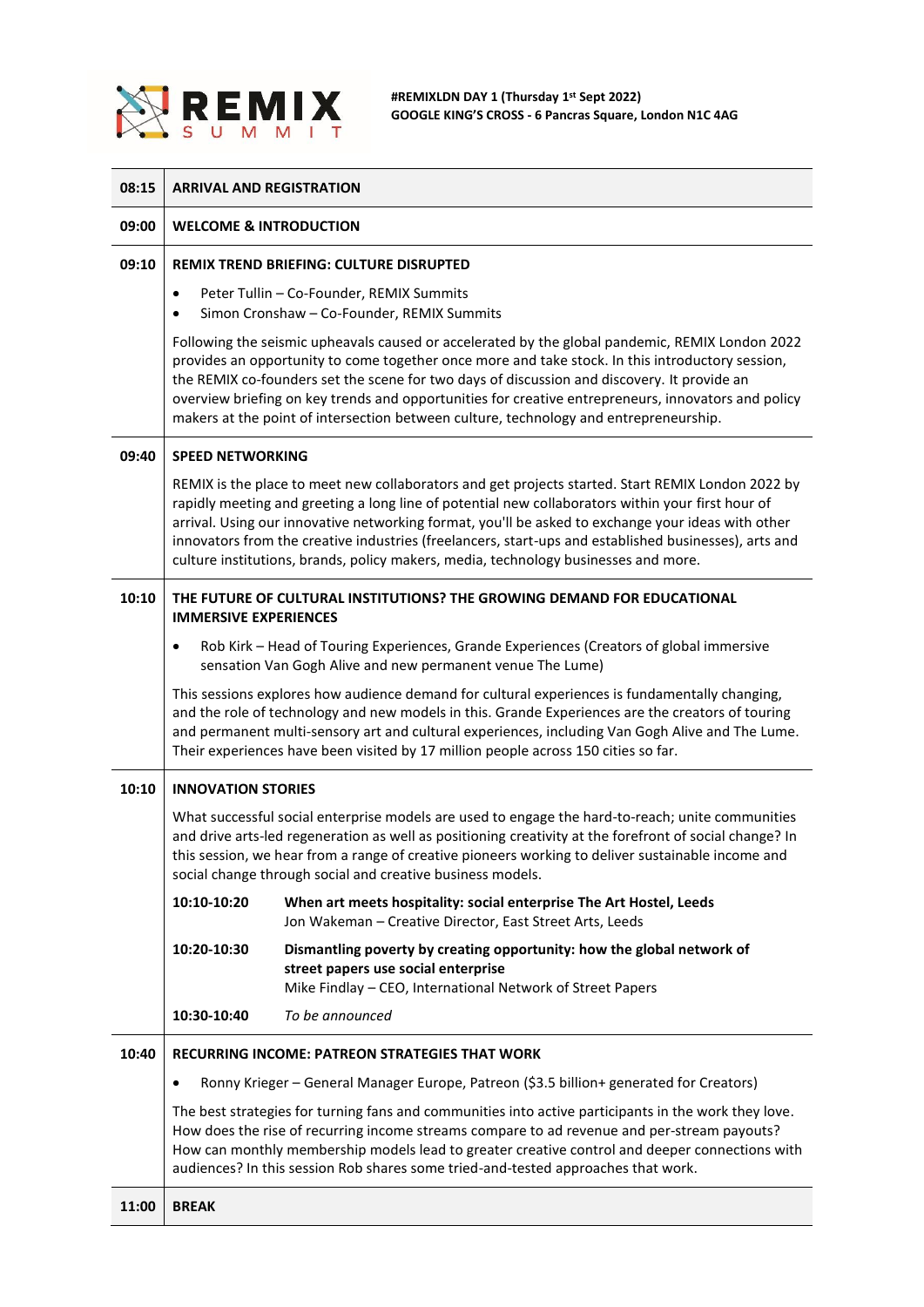# REMIX SUMMIT

**#REMIXLDN DAY 1 (Thursday 1st Sept 2022)**
**GOOGLE KING'S CROSS - 6 Pancras Square, London N1C 4AG**

---

**08:15** — **ARRIVAL AND REGISTRATION**

---

**09:00** — **WELCOME & INTRODUCTION**

---

**09:10** — **REMIX TREND BRIEFING: CULTURE DISRUPTED**

- Peter Tullin – Co-Founder, REMIX Summits
- Simon Cronshaw – Co-Founder, REMIX Summits

Following the seismic upheavals caused or accelerated by the global pandemic, REMIX London 2022 provides an opportunity to come together once more and take stock. In this introductory session, the REMIX co-founders set the scene for two days of discussion and discovery. It provide an overview briefing on key trends and opportunities for creative entrepreneurs, innovators and policy makers at the point of intersection between culture, technology and entrepreneurship.

---

**09:40** — **SPEED NETWORKING**

REMIX is the place to meet new collaborators and get projects started. Start REMIX London 2022 by rapidly meeting and greeting a long line of potential new collaborators within your first hour of arrival. Using our innovative networking format, you'll be asked to exchange your ideas with other innovators from the creative industries (freelancers, start-ups and established businesses), arts and culture institutions, brands, policy makers, media, technology businesses and more.

---

**10:10** — **THE FUTURE OF CULTURAL INSTITUTIONS? THE GROWING DEMAND FOR EDUCATIONAL IMMERSIVE EXPERIENCES**

- Rob Kirk – Head of Touring Experiences, Grande Experiences (Creators of global immersive sensation Van Gogh Alive and new permanent venue The Lume)

This sessions explores how audience demand for cultural experiences is fundamentally changing, and the role of technology and new models in this. Grande Experiences are the creators of touring and permanent multi-sensory art and cultural experiences, including Van Gogh Alive and The Lume. Their experiences have been visited by 17 million people across 150 cities so far.

---

**10:10** — **INNOVATION STORIES**

What successful social enterprise models are used to engage the hard-to-reach; unite communities and drive arts-led regeneration as well as positioning creativity at the forefront of social change? In this session, we hear from a range of creative pioneers working to deliver sustainable income and social change through social and creative business models.

**10:10-10:20** — **When art meets hospitality: social enterprise The Art Hostel, Leeds**
Jon Wakeman – Creative Director, East Street Arts, Leeds

**10:20-10:30** — **Dismantling poverty by creating opportunity: how the global network of street papers use social enterprise**
Mike Findlay – CEO, International Network of Street Papers

**10:30-10:40** — *To be announced*

---

**10:40** — **RECURRING INCOME: PATREON STRATEGIES THAT WORK**

- Ronny Krieger – General Manager Europe, Patreon ($3.5 billion+ generated for Creators)

The best strategies for turning fans and communities into active participants in the work they love. How does the rise of recurring income streams compare to ad revenue and per-stream payouts? How can monthly membership models lead to greater creative control and deeper connections with audiences? In this session Rob shares some tried-and-tested approaches that work.

---

**11:00** — **BREAK**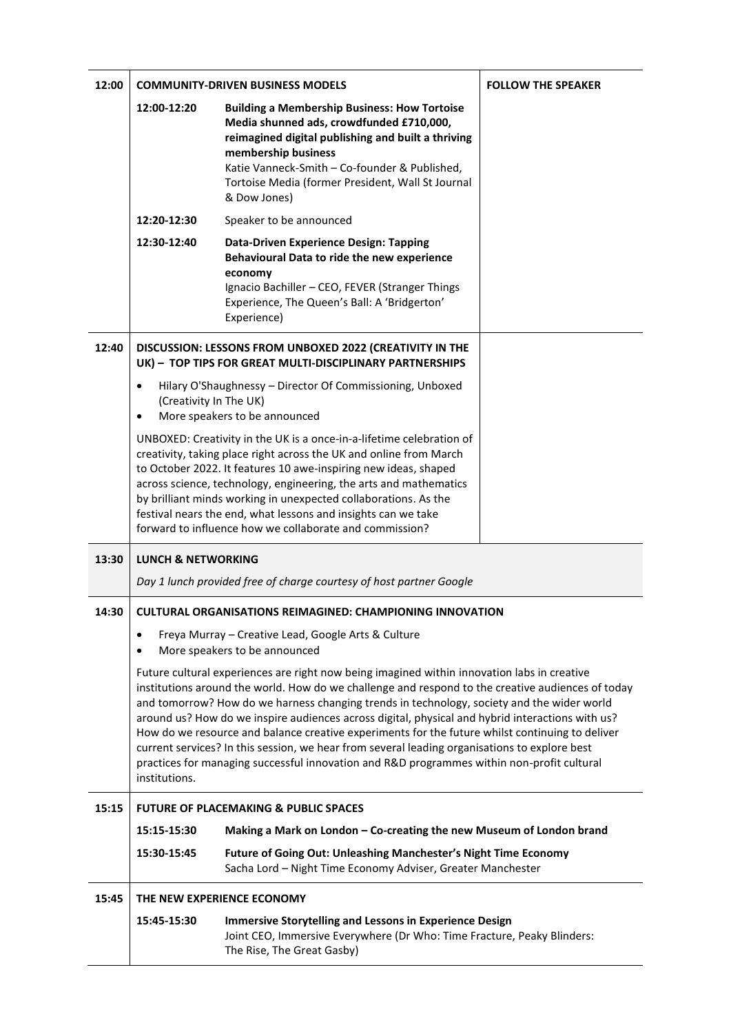| | | | |
|---|---|---|---|
| **12:00** | **COMMUNITY-DRIVEN BUSINESS MODELS** | | **FOLLOW THE SPEAKER** |
| | **12:00-12:20** | **Building a Membership Business: How Tortoise Media shunned ads, crowdfunded £710,000, reimagined digital publishing and built a thriving membership business**<br>Katie Vanneck-Smith – Co-founder & Published, Tortoise Media (former President, Wall St Journal & Dow Jones) | |
| | **12:20-12:30** | Speaker to be announced | |
| | **12:30-12:40** | **Data-Driven Experience Design: Tapping Behavioural Data to ride the new experience economy**<br>Ignacio Bachiller – CEO, FEVER (Stranger Things Experience, The Queen's Ball: A 'Bridgerton' Experience) | |
| **12:40** | **DISCUSSION: LESSONS FROM UNBOXED 2022 (CREATIVITY IN THE UK) – TOP TIPS FOR GREAT MULTI-DISCIPLINARY PARTNERSHIPS**<br>• Hilary O'Shaughnessy – Director Of Commissioning, Unboxed (Creativity In The UK)<br>• More speakers to be announced<br>UNBOXED: Creativity in the UK is a once-in-a-lifetime celebration of creativity, taking place right across the UK and online from March to October 2022. It features 10 awe-inspiring new ideas, shaped across science, technology, engineering, the arts and mathematics by brilliant minds working in unexpected collaborations. As the festival nears the end, what lessons and insights can we take forward to influence how we collaborate and commission? | | |
| **13:30** | **LUNCH & NETWORKING**<br>*Day 1 lunch provided free of charge courtesy of host partner Google* | | |
| **14:30** | **CULTURAL ORGANISATIONS REIMAGINED: CHAMPIONING INNOVATION**<br>• Freya Murray – Creative Lead, Google Arts & Culture<br>• More speakers to be announced<br>Future cultural experiences are right now being imagined within innovation labs in creative institutions around the world. How do we challenge and respond to the creative audiences of today and tomorrow? How do we harness changing trends in technology, society and the wider world around us? How do we inspire audiences across digital, physical and hybrid interactions with us? How do we resource and balance creative experiments for the future whilst continuing to deliver current services? In this session, we hear from several leading organisations to explore best practices for managing successful innovation and R&D programmes within non-profit cultural institutions. | | |
| **15:15** | **FUTURE OF PLACEMAKING & PUBLIC SPACES** | | |
| | **15:15-15:30** | **Making a Mark on London – Co-creating the new Museum of London brand** | |
| | **15:30-15:45** | **Future of Going Out: Unleashing Manchester's Night Time Economy**<br>Sacha Lord – Night Time Economy Adviser, Greater Manchester | |
| **15:45** | **THE NEW EXPERIENCE ECONOMY** | | |
| | **15:45-15:30** | **Immersive Storytelling and Lessons in Experience Design**<br>Joint CEO, Immersive Everywhere (Dr Who: Time Fracture, Peaky Blinders: The Rise, The Great Gasby) | |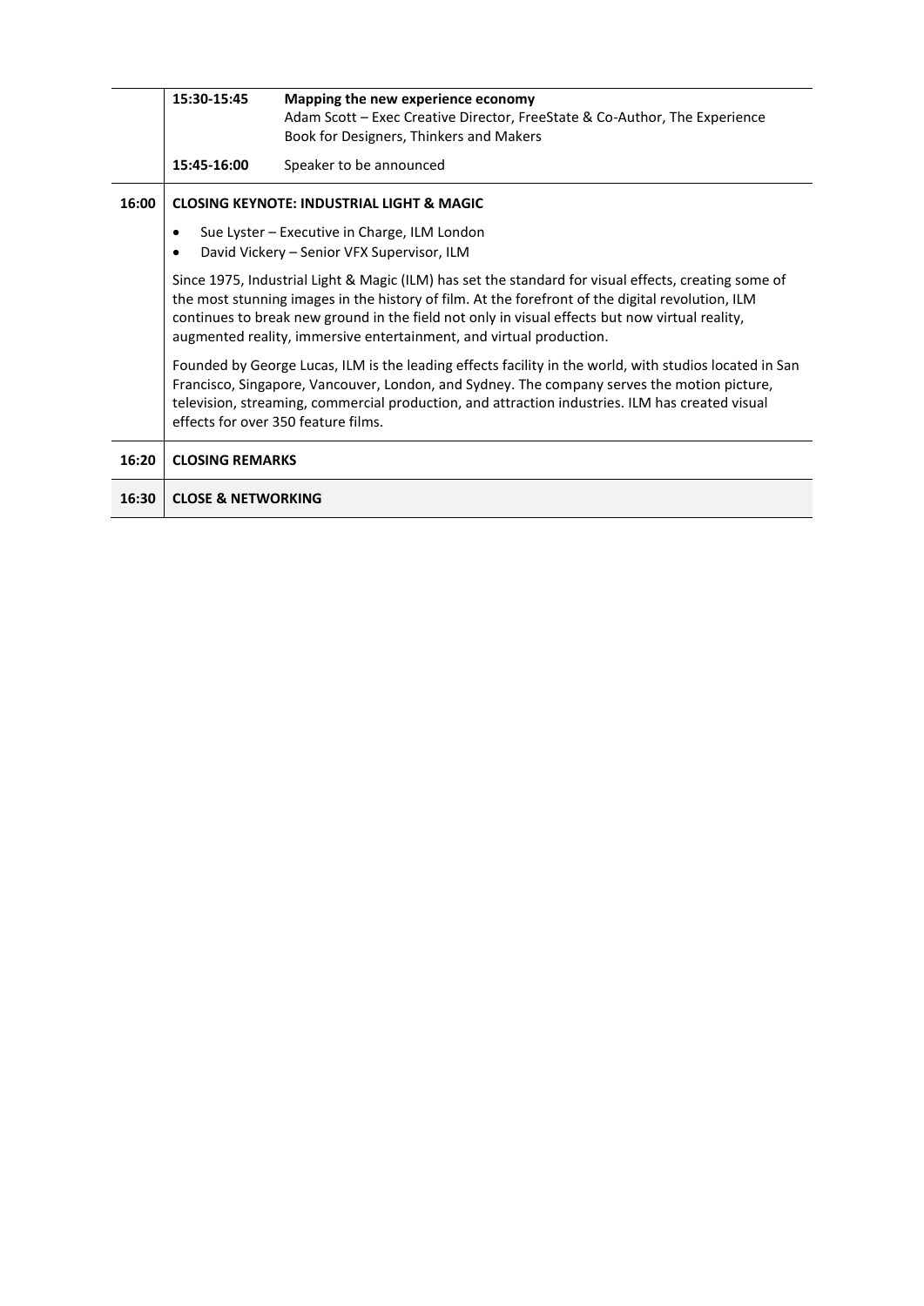| | | |
|---|---|---|
| | **15:30-15:45** | **Mapping the new experience economy**<br>Adam Scott – Exec Creative Director, FreeState & Co-Author, The Experience Book for Designers, Thinkers and Makers |
| | **15:45-16:00** | Speaker to be announced |
| **16:00** | **CLOSING KEYNOTE: INDUSTRIAL LIGHT & MAGIC**<br>• Sue Lyster – Executive in Charge, ILM London<br>• David Vickery – Senior VFX Supervisor, ILM<br>Since 1975, Industrial Light & Magic (ILM) has set the standard for visual effects, creating some of the most stunning images in the history of film. At the forefront of the digital revolution, ILM continues to break new ground in the field not only in visual effects but now virtual reality, augmented reality, immersive entertainment, and virtual production.<br>Founded by George Lucas, ILM is the leading effects facility in the world, with studios located in San Francisco, Singapore, Vancouver, London, and Sydney. The company serves the motion picture, television, streaming, commercial production, and attraction industries. ILM has created visual effects for over 350 feature films. | |
| **16:20** | **CLOSING REMARKS** | |
| **16:30** | **CLOSE & NETWORKING** | |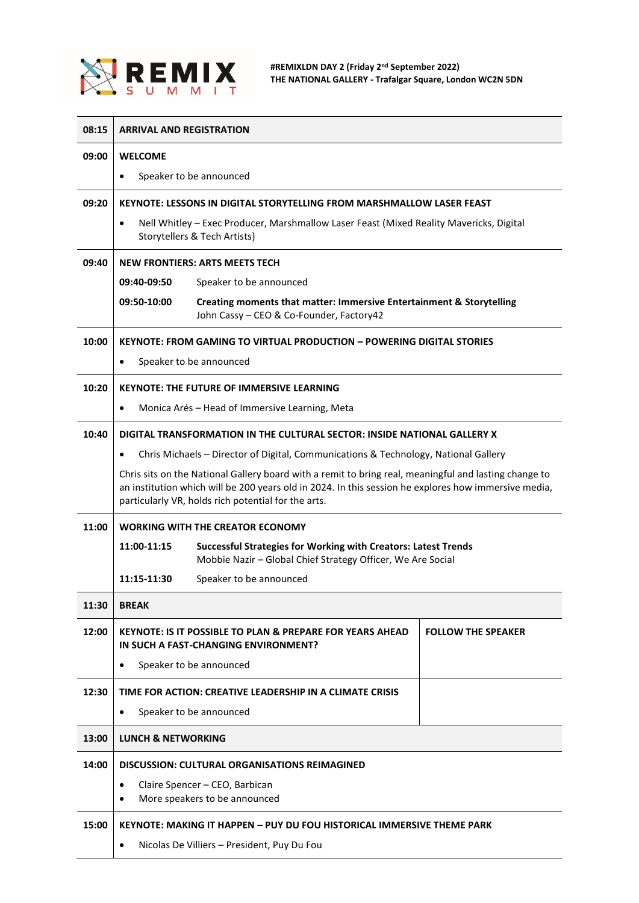**REMIX SUMMIT**

**#REMIXLDN DAY 2 (Friday 2nd September 2022)**
**THE NATIONAL GALLERY - Trafalgar Square, London WC2N 5DN**

| Time | Session | |
|---|---|---|
| **08:15** | **ARRIVAL AND REGISTRATION** | |
| **09:00** | **WELCOME**<br>• Speaker to be announced | |
| **09:20** | **KEYNOTE: LESSONS IN DIGITAL STORYTELLING FROM MARSHMALLOW LASER FEAST**<br>• Nell Whitley – Exec Producer, Marshmallow Laser Feast (Mixed Reality Mavericks, Digital Storytellers & Tech Artists) | |
| **09:40** | **NEW FRONTIERS: ARTS MEETS TECH**<br>**09:40-09:50** Speaker to be announced<br>**09:50-10:00** **Creating moments that matter: Immersive Entertainment & Storytelling**<br>John Cassy – CEO & Co-Founder, Factory42 | |
| **10:00** | **KEYNOTE: FROM GAMING TO VIRTUAL PRODUCTION – POWERING DIGITAL STORIES**<br>• Speaker to be announced | |
| **10:20** | **KEYNOTE: THE FUTURE OF IMMERSIVE LEARNING**<br>• Monica Arés – Head of Immersive Learning, Meta | |
| **10:40** | **DIGITAL TRANSFORMATION IN THE CULTURAL SECTOR: INSIDE NATIONAL GALLERY X**<br>• Chris Michaels – Director of Digital, Communications & Technology, National Gallery<br>Chris sits on the National Gallery board with a remit to bring real, meaningful and lasting change to an institution which will be 200 years old in 2024. In this session he explores how immersive media, particularly VR, holds rich potential for the arts. | |
| **11:00** | **WORKING WITH THE CREATOR ECONOMY**<br>**11:00-11:15** **Successful Strategies for Working with Creators: Latest Trends**<br>Mobbie Nazir – Global Chief Strategy Officer, We Are Social<br>**11:15-11:30** Speaker to be announced | |
| **11:30** | **BREAK** | |
| **12:00** | **KEYNOTE: IS IT POSSIBLE TO PLAN & PREPARE FOR YEARS AHEAD IN SUCH A FAST-CHANGING ENVIRONMENT?**<br>• Speaker to be announced | **FOLLOW THE SPEAKER** |
| **12:30** | **TIME FOR ACTION: CREATIVE LEADERSHIP IN A CLIMATE CRISIS**<br>• Speaker to be announced | |
| **13:00** | **LUNCH & NETWORKING** | |
| **14:00** | **DISCUSSION: CULTURAL ORGANISATIONS REIMAGINED**<br>• Claire Spencer – CEO, Barbican<br>• More speakers to be announced | |
| **15:00** | **KEYNOTE: MAKING IT HAPPEN – PUY DU FOU HISTORICAL IMMERSIVE THEME PARK**<br>• Nicolas De Villiers – President, Puy Du Fou | |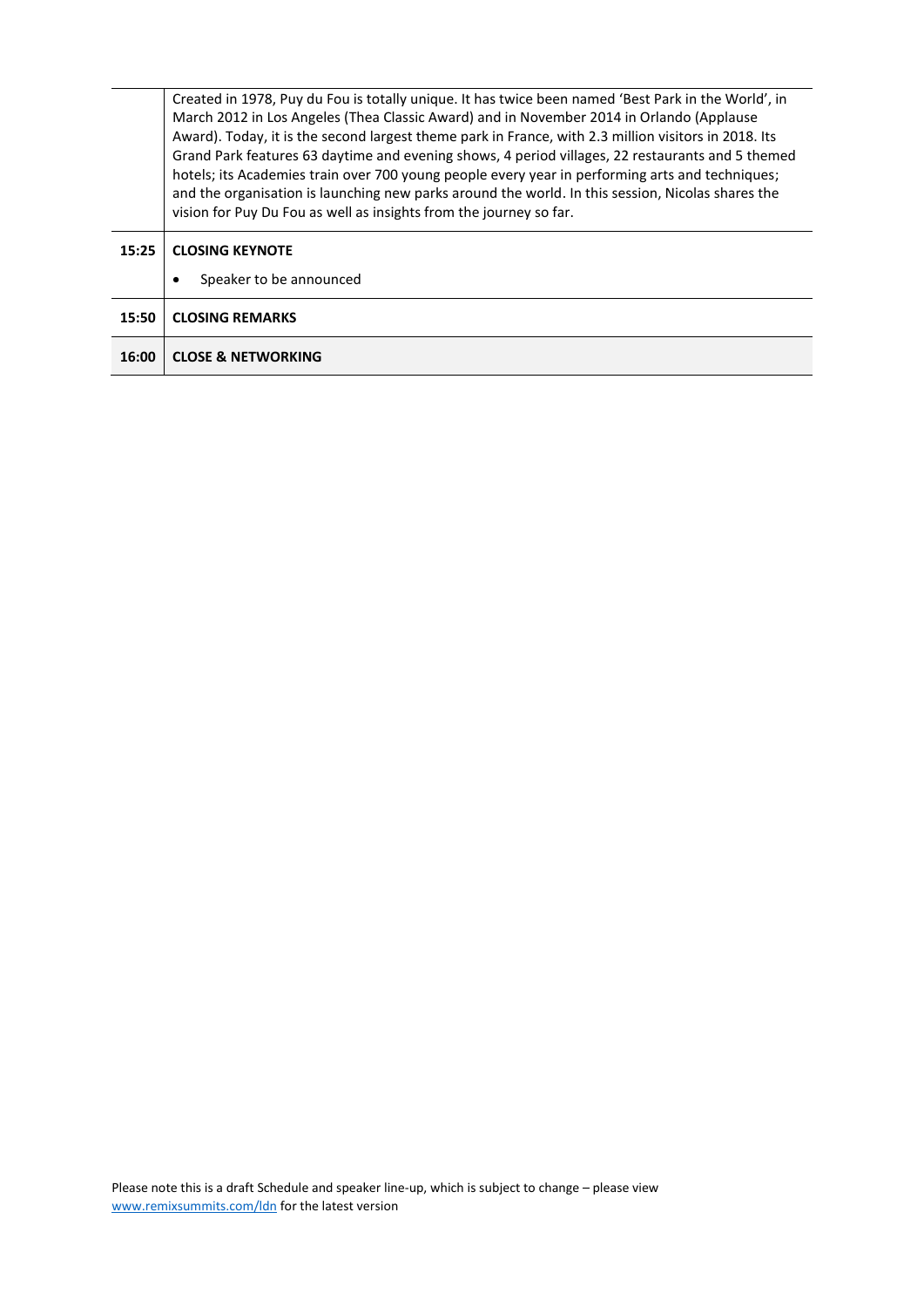| | |
|---|---|
| | Created in 1978, Puy du Fou is totally unique. It has twice been named 'Best Park in the World', in March 2012 in Los Angeles (Thea Classic Award) and in November 2014 in Orlando (Applause Award). Today, it is the second largest theme park in France, with 2.3 million visitors in 2018. Its Grand Park features 63 daytime and evening shows, 4 period villages, 22 restaurants and 5 themed hotels; its Academies train over 700 young people every year in performing arts and techniques; and the organisation is launching new parks around the world. In this session, Nicolas shares the vision for Puy Du Fou as well as insights from the journey so far. |
| **15:25** | **CLOSING KEYNOTE**<br>• Speaker to be announced |
| **15:50** | **CLOSING REMARKS** |
| **16:00** | **CLOSE & NETWORKING** |

Please note this is a draft Schedule and speaker line-up, which is subject to change – please view www.remixsummits.com/ldn for the latest version